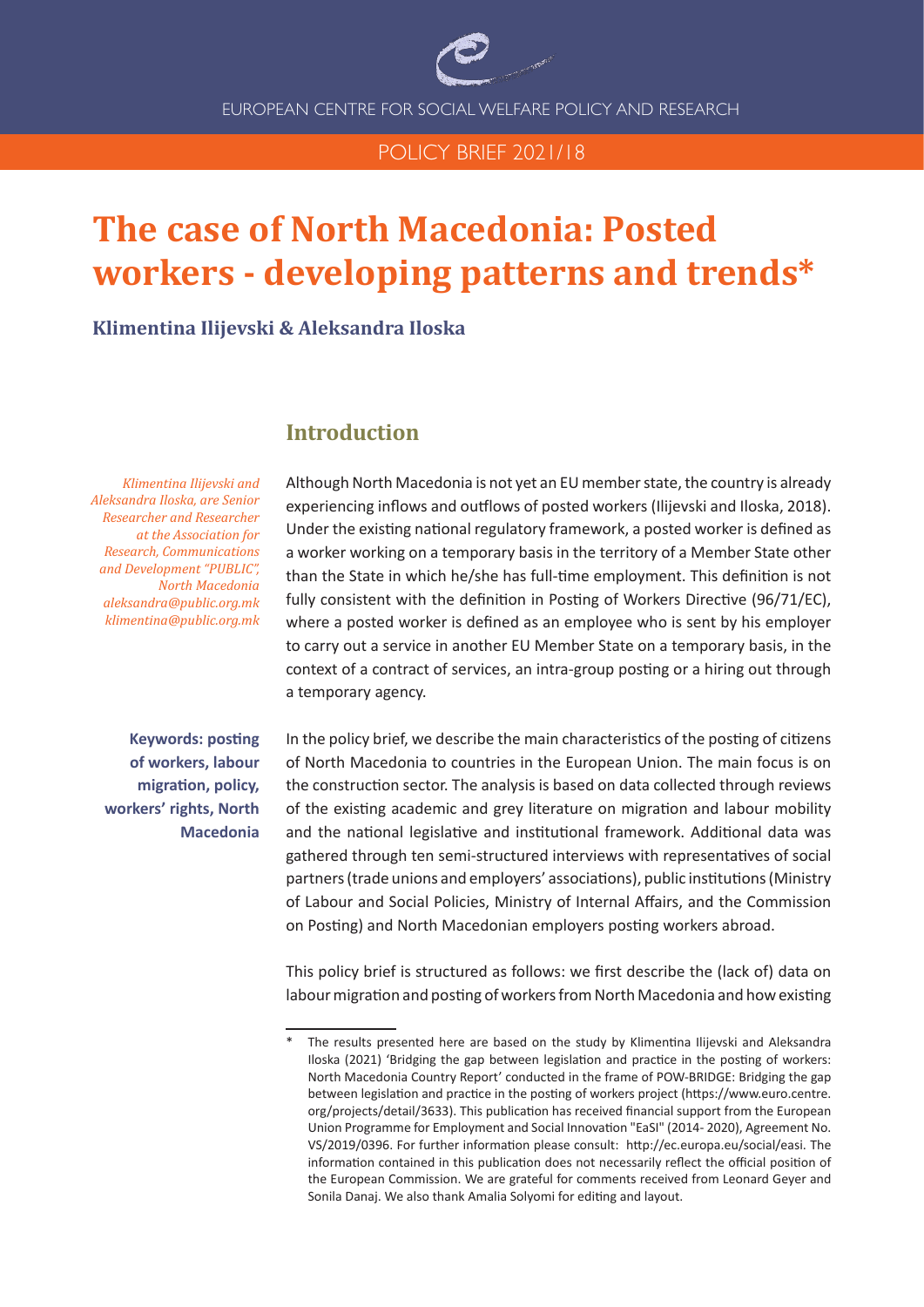EUROPEAN CENTRE FOR SOCIAL WELFARE POLICY AND RESEARCH

POLICY BRIEF 2021/18

# The case of North Macedonia: Posted workers - developing patterns and trends*

**Klimentina Ilijevski & Aleksandra Iloska**

*Klimentina Ilijevski and Aleksandra Iloska, are Senior Researcher and Researcher at the Association for Research, Communications and Development "PUBLIC", North Macedonia aleksandra@public.org.mk klimentina@public.org.mk*

**Keywords: posting of workers, labour migration, policy, workers' rights, North Macedonia**

## Introduction

Although North Macedonia is not yet an EU member state, the country is already experiencing inflows and outflows of posted workers (Ilijevski and Iloska, 2018). Under the existing national regulatory framework, a posted worker is defined as a worker working on a temporary basis in the territory of a Member State other than the State in which he/she has full-time employment. This definition is not fully consistent with the definition in Posting of Workers Directive (96/71/EC), where a posted worker is defined as an employee who is sent by his employer to carry out a service in another EU Member State on a temporary basis, in the context of a contract of services, an intra-group posting or a hiring out through a temporary agency.

In the policy brief, we describe the main characteristics of the posting of citizens of North Macedonia to countries in the European Union. The main focus is on the construction sector. The analysis is based on data collected through reviews of the existing academic and grey literature on migration and labour mobility and the national legislative and institutional framework. Additional data was gathered through ten semi-structured interviews with representatives of social partners (trade unions and employers' associations), public institutions (Ministry of Labour and Social Policies, Ministry of Internal Affairs, and the Commission on Posting) and North Macedonian employers posting workers abroad.

This policy brief is structured as follows: we first describe the (lack of) data on labour migration and posting of workers from North Macedonia and how existing

---

\* The results presented here are based on the study by Klimentina Ilijevski and Aleksandra Iloska (2021) 'Bridging the gap between legislation and practice in the posting of workers: North Macedonia Country Report' conducted in the frame of POW-BRIDGE: Bridging the gap between legislation and practice in the posting of workers project (https://www.euro.centre.org/projects/detail/3633). This publication has received financial support from the European Union Programme for Employment and Social Innovation "EaSI" (2014- 2020), Agreement No. VS/2019/0396. For further information please consult: http://ec.europa.eu/social/easi. The information contained in this publication does not necessarily reflect the official position of the European Commission. We are grateful for comments received from Leonard Geyer and Sonila Danaj. We also thank Amalia Solyomi for editing and layout.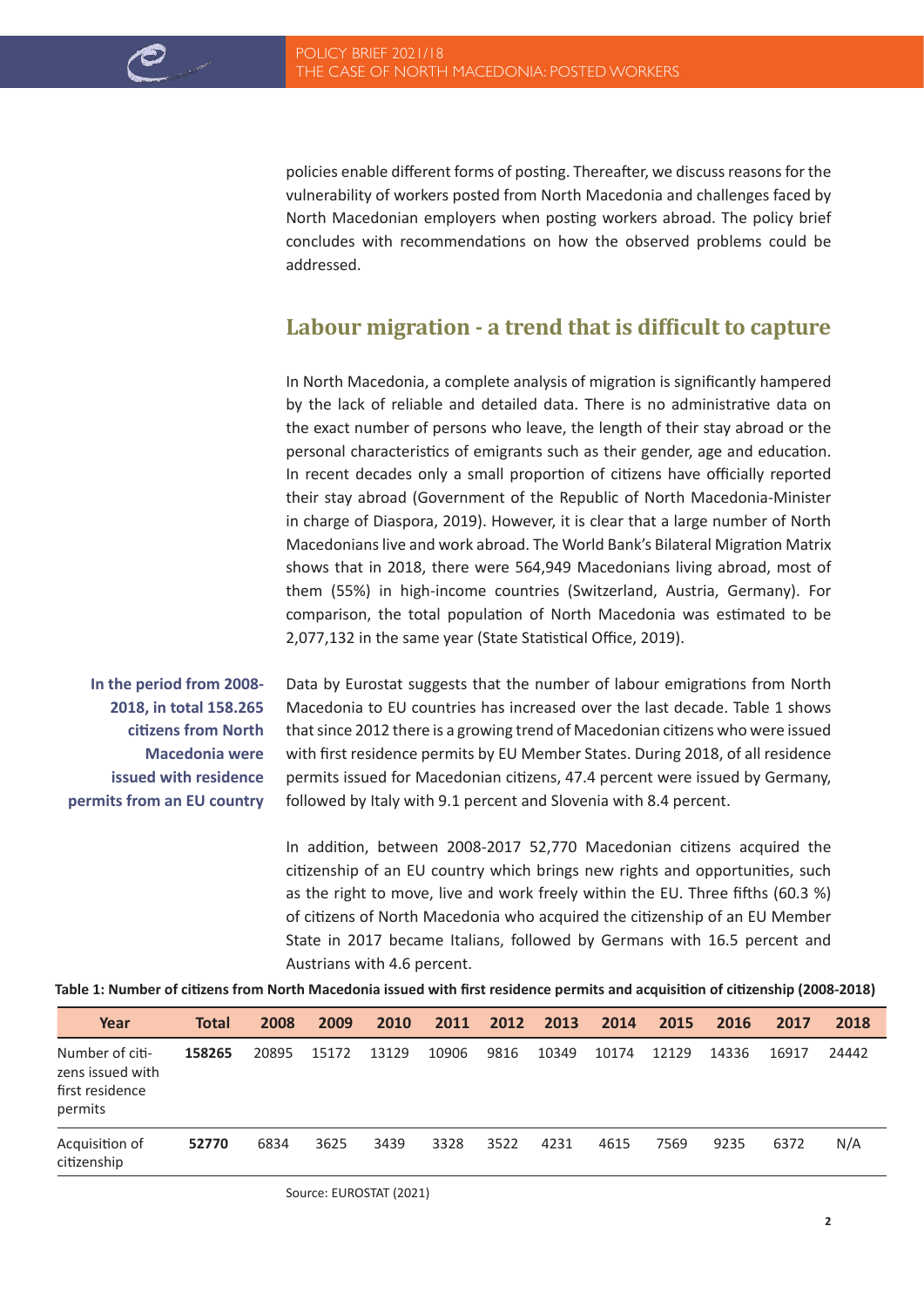policies enable different forms of posting. Thereafter, we discuss reasons for the vulnerability of workers posted from North Macedonia and challenges faced by North Macedonian employers when posting workers abroad. The policy brief concludes with recommendations on how the observed problems could be addressed.

## Labour migration - a trend that is difficult to capture

In North Macedonia, a complete analysis of migration is significantly hampered by the lack of reliable and detailed data. There is no administrative data on the exact number of persons who leave, the length of their stay abroad or the personal characteristics of emigrants such as their gender, age and education. In recent decades only a small proportion of citizens have officially reported their stay abroad (Government of the Republic of North Macedonia-Minister in charge of Diaspora, 2019). However, it is clear that a large number of North Macedonians live and work abroad. The World Bank's Bilateral Migration Matrix shows that in 2018, there were 564,949 Macedonians living abroad, most of them (55%) in high-income countries (Switzerland, Austria, Germany). For comparison, the total population of North Macedonia was estimated to be 2,077,132 in the same year (State Statistical Office, 2019).

**In the period from 2008-2018, in total 158.265 citizens from North Macedonia were issued with residence permits from an EU country**

Data by Eurostat suggests that the number of labour emigrations from North Macedonia to EU countries has increased over the last decade. Table 1 shows that since 2012 there is a growing trend of Macedonian citizens who were issued with first residence permits by EU Member States. During 2018, of all residence permits issued for Macedonian citizens, 47.4 percent were issued by Germany, followed by Italy with 9.1 percent and Slovenia with 8.4 percent.

In addition, between 2008-2017 52,770 Macedonian citizens acquired the citizenship of an EU country which brings new rights and opportunities, such as the right to move, live and work freely within the EU. Three fifths (60.3 %) of citizens of North Macedonia who acquired the citizenship of an EU Member State in 2017 became Italians, followed by Germans with 16.5 percent and Austrians with 4.6 percent.

**Table 1: Number of citizens from North Macedonia issued with first residence permits and acquisition of citizenship (2008-2018)**

| Year | Total | 2008 | 2009 | 2010 | 2011 | 2012 | 2013 | 2014 | 2015 | 2016 | 2017 | 2018 |
|---|---|---|---|---|---|---|---|---|---|---|---|---|
| Number of citizens issued with first residence permits | **158265** | 20895 | 15172 | 13129 | 10906 | 9816 | 10349 | 10174 | 12129 | 14336 | 16917 | 24442 |
| Acquisition of citizenship | **52770** | 6834 | 3625 | 3439 | 3328 | 3522 | 4231 | 4615 | 7569 | 9235 | 6372 | N/A |

Source: EUROSTAT (2021)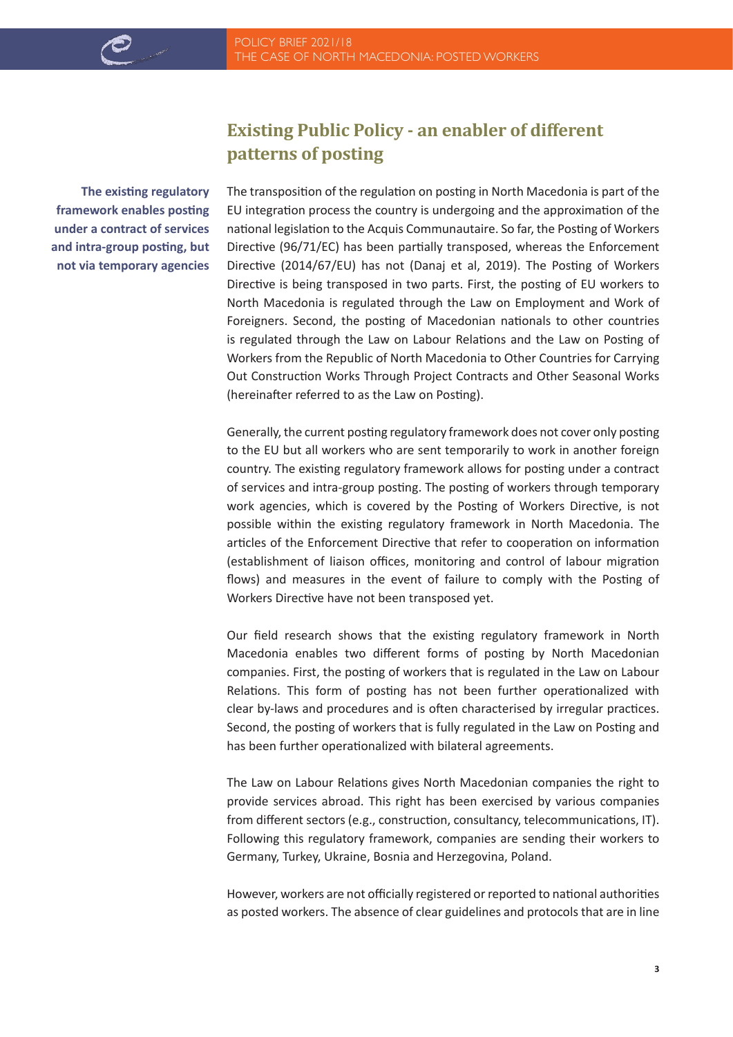## Existing Public Policy - an enabler of different patterns of posting

**The existing regulatory framework enables posting under a contract of services and intra-group posting, but not via temporary agencies**

The transposition of the regulation on posting in North Macedonia is part of the EU integration process the country is undergoing and the approximation of the national legislation to the Acquis Communautaire. So far, the Posting of Workers Directive (96/71/EC) has been partially transposed, whereas the Enforcement Directive (2014/67/EU) has not (Danaj et al, 2019). The Posting of Workers Directive is being transposed in two parts. First, the posting of EU workers to North Macedonia is regulated through the Law on Employment and Work of Foreigners. Second, the posting of Macedonian nationals to other countries is regulated through the Law on Labour Relations and the Law on Posting of Workers from the Republic of North Macedonia to Other Countries for Carrying Out Construction Works Through Project Contracts and Other Seasonal Works (hereinafter referred to as the Law on Posting).

Generally, the current posting regulatory framework does not cover only posting to the EU but all workers who are sent temporarily to work in another foreign country. The existing regulatory framework allows for posting under a contract of services and intra-group posting. The posting of workers through temporary work agencies, which is covered by the Posting of Workers Directive, is not possible within the existing regulatory framework in North Macedonia. The articles of the Enforcement Directive that refer to cooperation on information (establishment of liaison offices, monitoring and control of labour migration flows) and measures in the event of failure to comply with the Posting of Workers Directive have not been transposed yet.

Our field research shows that the existing regulatory framework in North Macedonia enables two different forms of posting by North Macedonian companies. First, the posting of workers that is regulated in the Law on Labour Relations. This form of posting has not been further operationalized with clear by-laws and procedures and is often characterised by irregular practices. Second, the posting of workers that is fully regulated in the Law on Posting and has been further operationalized with bilateral agreements.

The Law on Labour Relations gives North Macedonian companies the right to provide services abroad. This right has been exercised by various companies from different sectors (e.g., construction, consultancy, telecommunications, IT). Following this regulatory framework, companies are sending their workers to Germany, Turkey, Ukraine, Bosnia and Herzegovina, Poland.

However, workers are not officially registered or reported to national authorities as posted workers. The absence of clear guidelines and protocols that are in line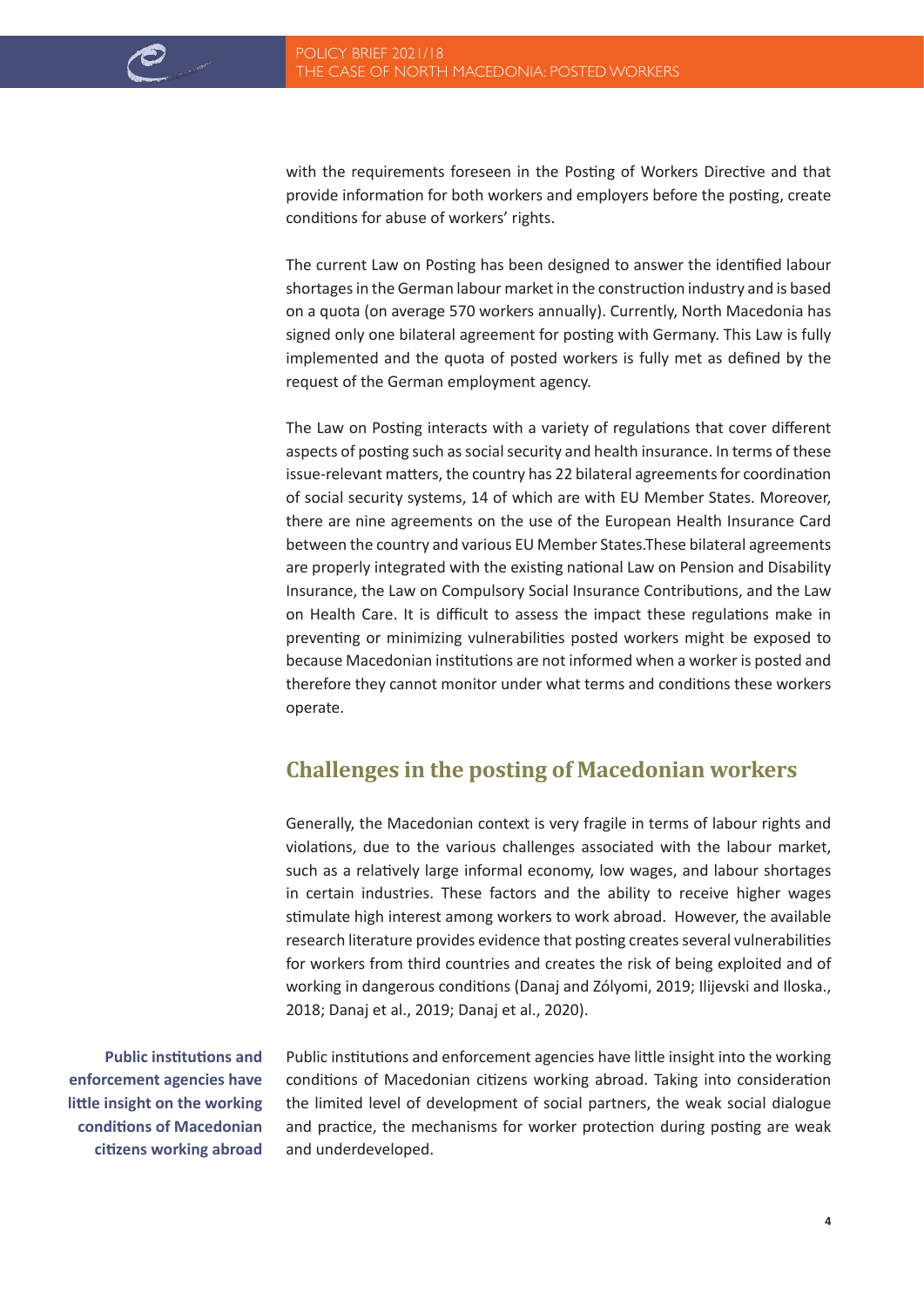with the requirements foreseen in the Posting of Workers Directive and that provide information for both workers and employers before the posting, create conditions for abuse of workers' rights.

The current Law on Posting has been designed to answer the identified labour shortages in the German labour market in the construction industry and is based on a quota (on average 570 workers annually). Currently, North Macedonia has signed only one bilateral agreement for posting with Germany. This Law is fully implemented and the quota of posted workers is fully met as defined by the request of the German employment agency.

The Law on Posting interacts with a variety of regulations that cover different aspects of posting such as social security and health insurance. In terms of these issue-relevant matters, the country has 22 bilateral agreements for coordination of social security systems, 14 of which are with EU Member States. Moreover, there are nine agreements on the use of the European Health Insurance Card between the country and various EU Member States.These bilateral agreements are properly integrated with the existing national Law on Pension and Disability Insurance, the Law on Compulsory Social Insurance Contributions, and the Law on Health Care. It is difficult to assess the impact these regulations make in preventing or minimizing vulnerabilities posted workers might be exposed to because Macedonian institutions are not informed when a worker is posted and therefore they cannot monitor under what terms and conditions these workers operate.

## Challenges in the posting of Macedonian workers

Generally, the Macedonian context is very fragile in terms of labour rights and violations, due to the various challenges associated with the labour market, such as a relatively large informal economy, low wages, and labour shortages in certain industries. These factors and the ability to receive higher wages stimulate high interest among workers to work abroad. However, the available research literature provides evidence that posting creates several vulnerabilities for workers from third countries and creates the risk of being exploited and of working in dangerous conditions (Danaj and Zólyomi, 2019; Ilijevski and Iloska., 2018; Danaj et al., 2019; Danaj et al., 2020).

**Public institutions and enforcement agencies have little insight on the working conditions of Macedonian citizens working abroad**

Public institutions and enforcement agencies have little insight into the working conditions of Macedonian citizens working abroad. Taking into consideration the limited level of development of social partners, the weak social dialogue and practice, the mechanisms for worker protection during posting are weak and underdeveloped.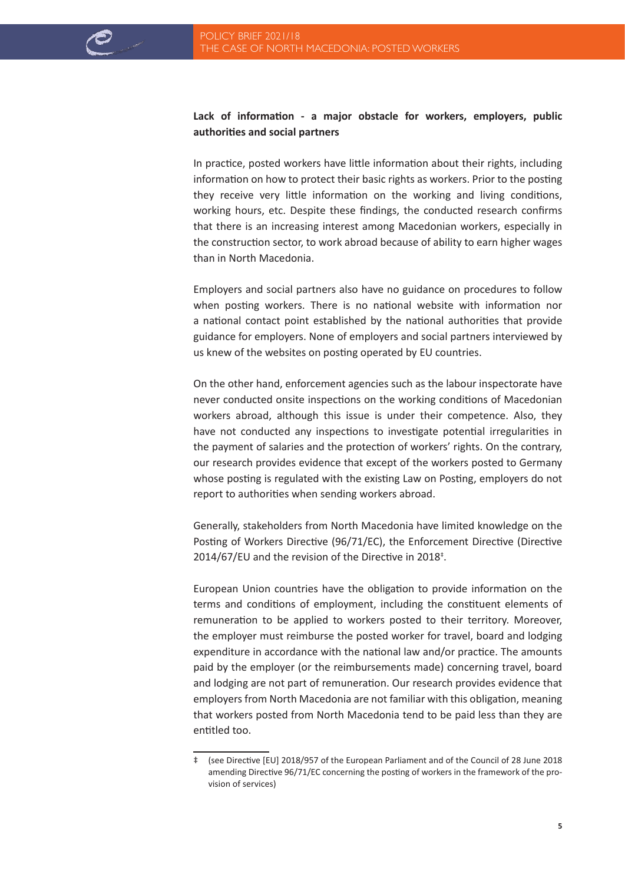**Lack of information - a major obstacle for workers, employers, public authorities and social partners**

In practice, posted workers have little information about their rights, including information on how to protect their basic rights as workers. Prior to the posting they receive very little information on the working and living conditions, working hours, etc. Despite these findings, the conducted research confirms that there is an increasing interest among Macedonian workers, especially in the construction sector, to work abroad because of ability to earn higher wages than in North Macedonia.

Employers and social partners also have no guidance on procedures to follow when posting workers. There is no national website with information nor a national contact point established by the national authorities that provide guidance for employers. None of employers and social partners interviewed by us knew of the websites on posting operated by EU countries.

On the other hand, enforcement agencies such as the labour inspectorate have never conducted onsite inspections on the working conditions of Macedonian workers abroad, although this issue is under their competence. Also, they have not conducted any inspections to investigate potential irregularities in the payment of salaries and the protection of workers' rights. On the contrary, our research provides evidence that except of the workers posted to Germany whose posting is regulated with the existing Law on Posting, employers do not report to authorities when sending workers abroad.

Generally, stakeholders from North Macedonia have limited knowledge on the Posting of Workers Directive (96/71/EC), the Enforcement Directive (Directive 2014/67/EU and the revision of the Directive in 2018[‡].

European Union countries have the obligation to provide information on the terms and conditions of employment, including the constituent elements of remuneration to be applied to workers posted to their territory. Moreover, the employer must reimburse the posted worker for travel, board and lodging expenditure in accordance with the national law and/or practice. The amounts paid by the employer (or the reimbursements made) concerning travel, board and lodging are not part of remuneration. Our research provides evidence that employers from North Macedonia are not familiar with this obligation, meaning that workers posted from North Macedonia tend to be paid less than they are entitled too.

‡ (see Directive [EU] 2018/957 of the European Parliament and of the Council of 28 June 2018 amending Directive 96/71/EC concerning the posting of workers in the framework of the provision of services)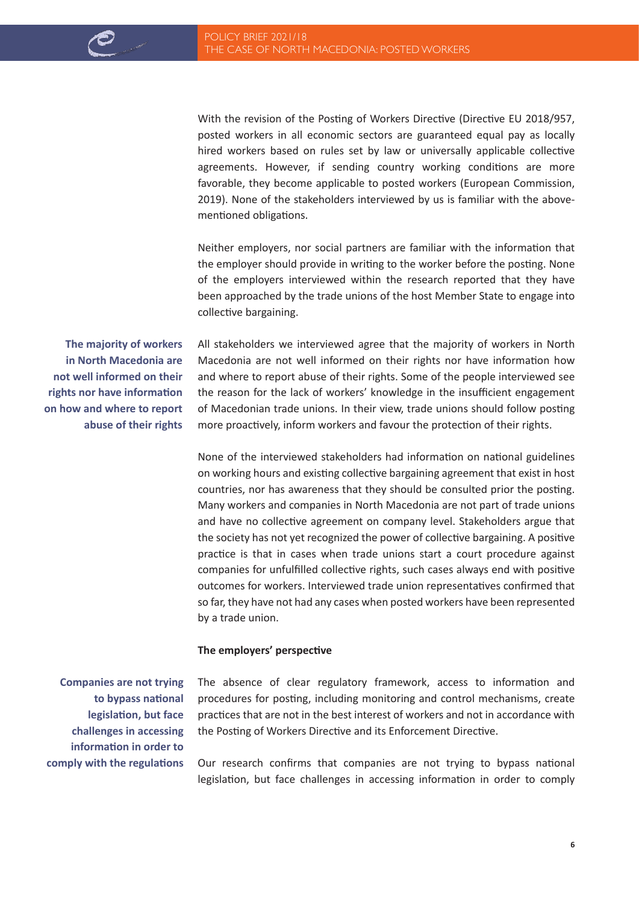With the revision of the Posting of Workers Directive (Directive EU 2018/957, posted workers in all economic sectors are guaranteed equal pay as locally hired workers based on rules set by law or universally applicable collective agreements. However, if sending country working conditions are more favorable, they become applicable to posted workers (European Commission, 2019). None of the stakeholders interviewed by us is familiar with the above-mentioned obligations.

Neither employers, nor social partners are familiar with the information that the employer should provide in writing to the worker before the posting. None of the employers interviewed within the research reported that they have been approached by the trade unions of the host Member State to engage into collective bargaining.

**The majority of workers in North Macedonia are not well informed on their rights nor have information on how and where to report abuse of their rights**

All stakeholders we interviewed agree that the majority of workers in North Macedonia are not well informed on their rights nor have information how and where to report abuse of their rights. Some of the people interviewed see the reason for the lack of workers' knowledge in the insufficient engagement of Macedonian trade unions. In their view, trade unions should follow posting more proactively, inform workers and favour the protection of their rights.

None of the interviewed stakeholders had information on national guidelines on working hours and existing collective bargaining agreement that exist in host countries, nor has awareness that they should be consulted prior the posting. Many workers and companies in North Macedonia are not part of trade unions and have no collective agreement on company level. Stakeholders argue that the society has not yet recognized the power of collective bargaining. A positive practice is that in cases when trade unions start a court procedure against companies for unfulfilled collective rights, such cases always end with positive outcomes for workers. Interviewed trade union representatives confirmed that so far, they have not had any cases when posted workers have been represented by a trade union.

**The employers' perspective**

**Companies are not trying to bypass national legislation, but face challenges in accessing information in order to comply with the regulations**

The absence of clear regulatory framework, access to information and procedures for posting, including monitoring and control mechanisms, create practices that are not in the best interest of workers and not in accordance with the Posting of Workers Directive and its Enforcement Directive.

Our research confirms that companies are not trying to bypass national legislation, but face challenges in accessing information in order to comply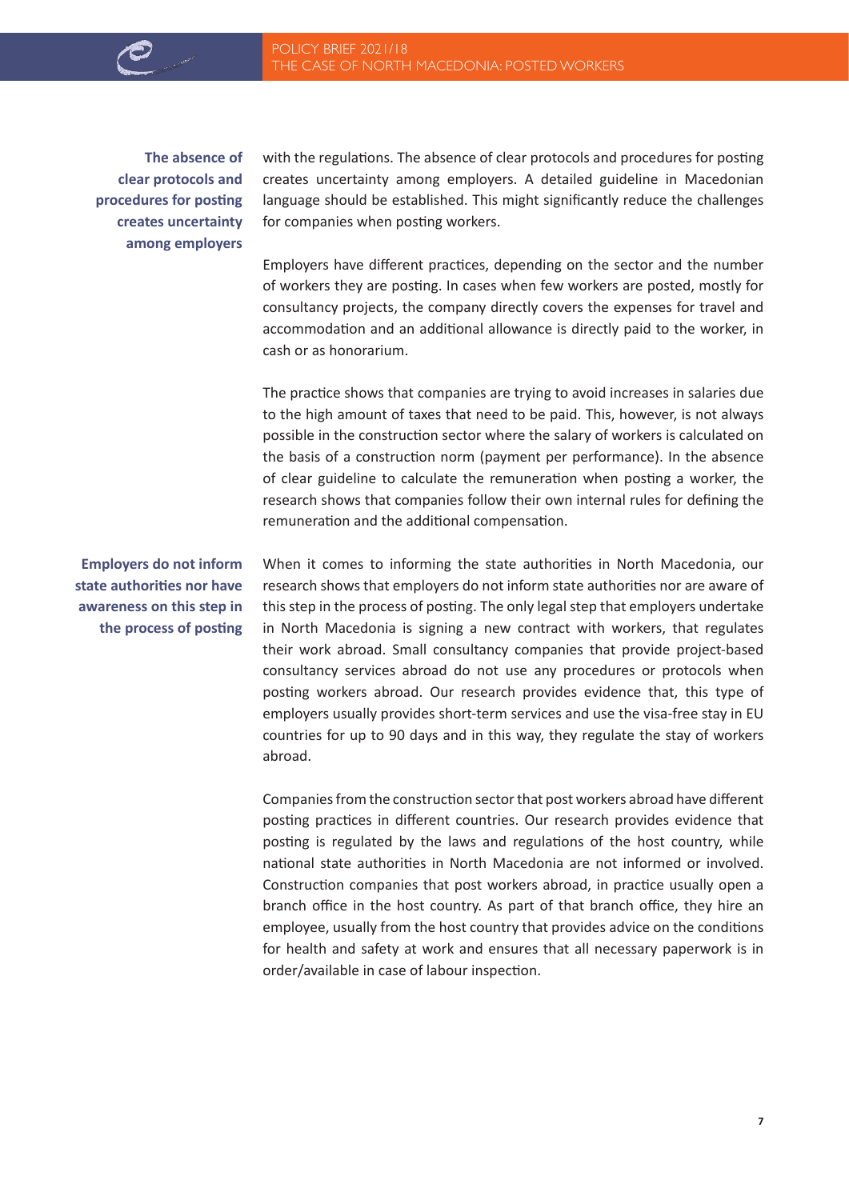> **The absence of clear protocols and procedures for posting creates uncertainty among employers**

with the regulations. The absence of clear protocols and procedures for posting creates uncertainty among employers. A detailed guideline in Macedonian language should be established. This might significantly reduce the challenges for companies when posting workers.

Employers have different practices, depending on the sector and the number of workers they are posting. In cases when few workers are posted, mostly for consultancy projects, the company directly covers the expenses for travel and accommodation and an additional allowance is directly paid to the worker, in cash or as honorarium.

The practice shows that companies are trying to avoid increases in salaries due to the high amount of taxes that need to be paid. This, however, is not always possible in the construction sector where the salary of workers is calculated on the basis of a construction norm (payment per performance). In the absence of clear guideline to calculate the remuneration when posting a worker, the research shows that companies follow their own internal rules for defining the remuneration and the additional compensation.

> **Employers do not inform state authorities nor have awareness on this step in the process of posting**

When it comes to informing the state authorities in North Macedonia, our research shows that employers do not inform state authorities nor are aware of this step in the process of posting. The only legal step that employers undertake in North Macedonia is signing a new contract with workers, that regulates their work abroad. Small consultancy companies that provide project-based consultancy services abroad do not use any procedures or protocols when posting workers abroad. Our research provides evidence that, this type of employers usually provides short-term services and use the visa-free stay in EU countries for up to 90 days and in this way, they regulate the stay of workers abroad.

Companies from the construction sector that post workers abroad have different posting practices in different countries. Our research provides evidence that posting is regulated by the laws and regulations of the host country, while national state authorities in North Macedonia are not informed or involved. Construction companies that post workers abroad, in practice usually open a branch office in the host country. As part of that branch office, they hire an employee, usually from the host country that provides advice on the conditions for health and safety at work and ensures that all necessary paperwork is in order/available in case of labour inspection.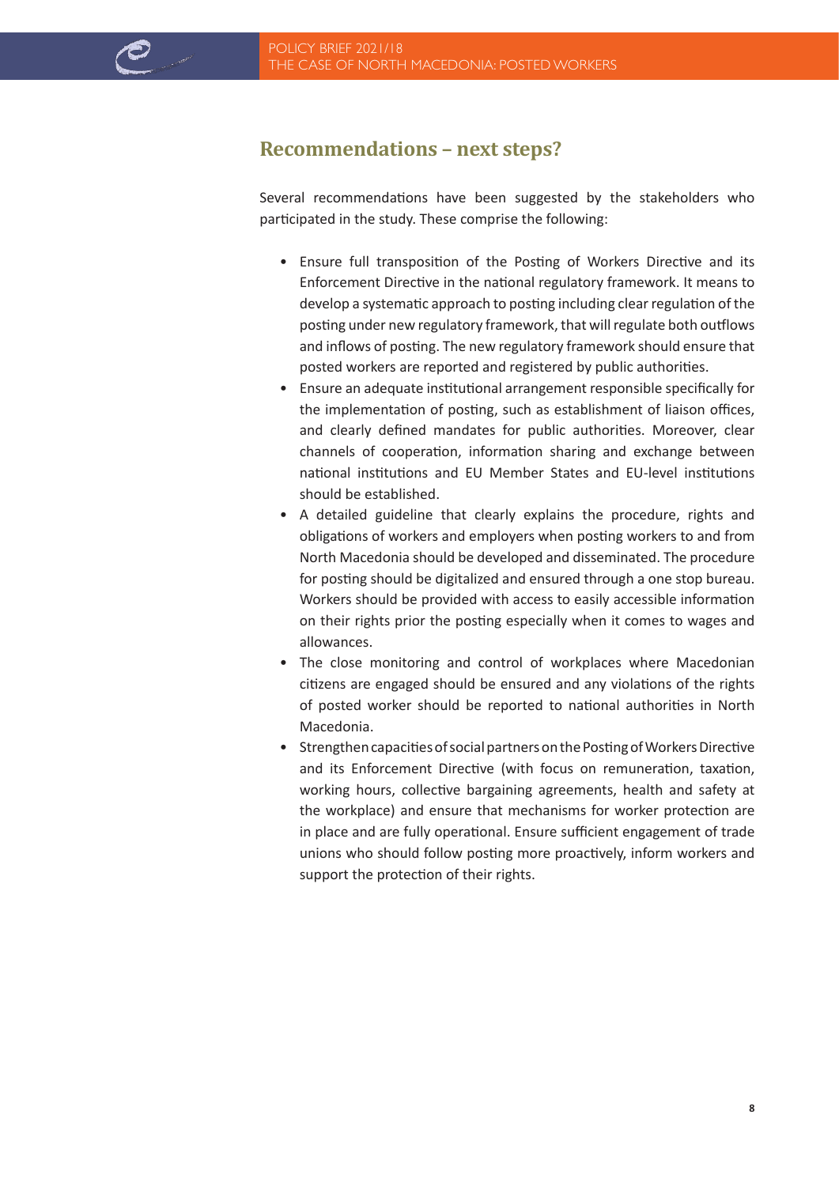## Recommendations – next steps?

Several recommendations have been suggested by the stakeholders who participated in the study. These comprise the following:

- Ensure full transposition of the Posting of Workers Directive and its Enforcement Directive in the national regulatory framework. It means to develop a systematic approach to posting including clear regulation of the posting under new regulatory framework, that will regulate both outflows and inflows of posting. The new regulatory framework should ensure that posted workers are reported and registered by public authorities.
- Ensure an adequate institutional arrangement responsible specifically for the implementation of posting, such as establishment of liaison offices, and clearly defined mandates for public authorities. Moreover, clear channels of cooperation, information sharing and exchange between national institutions and EU Member States and EU-level institutions should be established.
- A detailed guideline that clearly explains the procedure, rights and obligations of workers and employers when posting workers to and from North Macedonia should be developed and disseminated. The procedure for posting should be digitalized and ensured through a one stop bureau. Workers should be provided with access to easily accessible information on their rights prior the posting especially when it comes to wages and allowances.
- The close monitoring and control of workplaces where Macedonian citizens are engaged should be ensured and any violations of the rights of posted worker should be reported to national authorities in North Macedonia.
- Strengthen capacities of social partners on the Posting of Workers Directive and its Enforcement Directive (with focus on remuneration, taxation, working hours, collective bargaining agreements, health and safety at the workplace) and ensure that mechanisms for worker protection are in place and are fully operational. Ensure sufficient engagement of trade unions who should follow posting more proactively, inform workers and support the protection of their rights.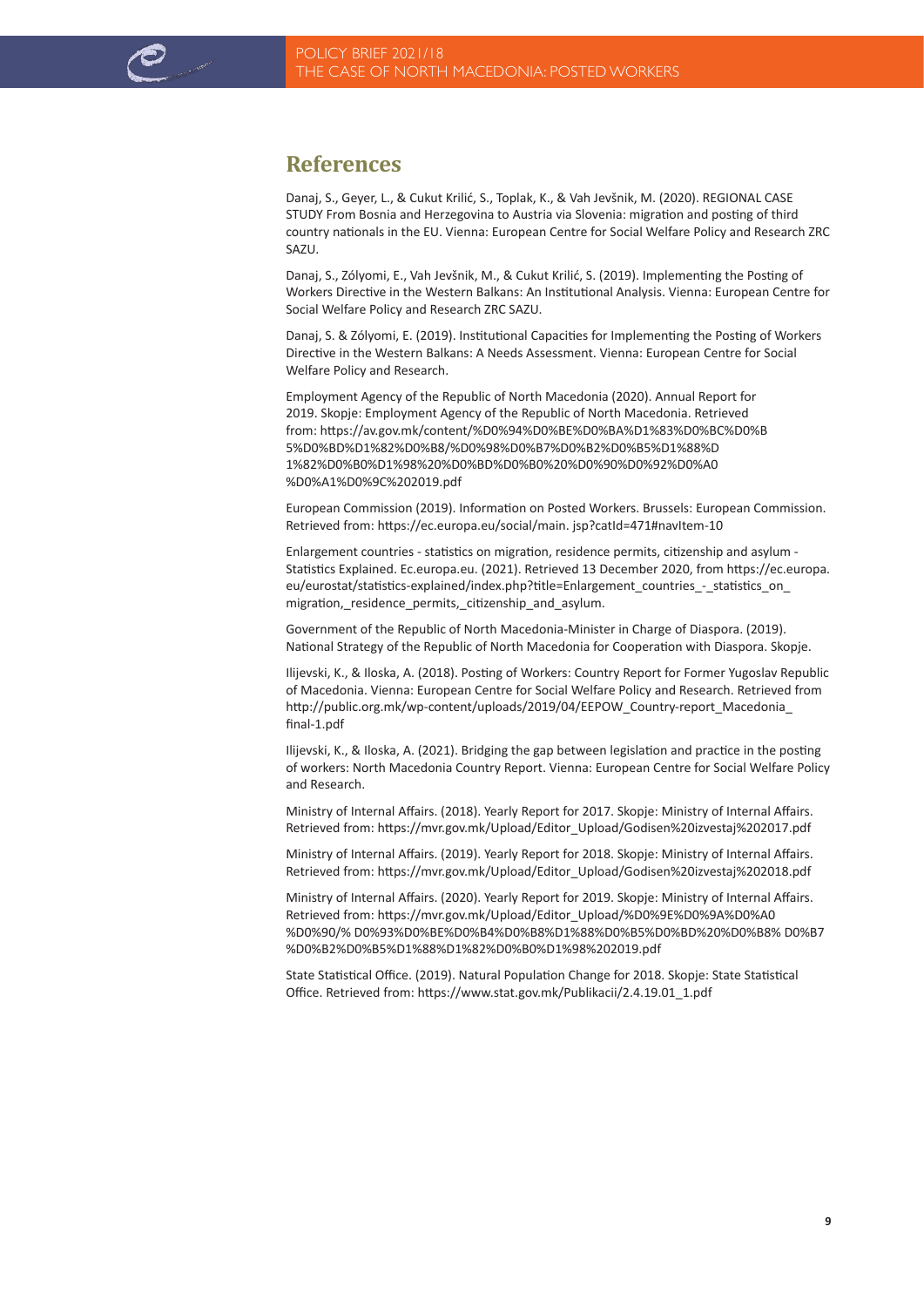# References

Danaj, S., Geyer, L., & Cukut Krilić, S., Toplak, K., & Vah Jevšnik, M. (2020). REGIONAL CASE STUDY From Bosnia and Herzegovina to Austria via Slovenia: migration and posting of third country nationals in the EU. Vienna: European Centre for Social Welfare Policy and Research ZRC SAZU.

Danaj, S., Zólyomi, E., Vah Jevšnik, M., & Cukut Krilić, S. (2019). Implementing the Posting of Workers Directive in the Western Balkans: An Institutional Analysis. Vienna: European Centre for Social Welfare Policy and Research ZRC SAZU.

Danaj, S. & Zólyomi, E. (2019). Institutional Capacities for Implementing the Posting of Workers Directive in the Western Balkans: A Needs Assessment. Vienna: European Centre for Social Welfare Policy and Research.

Employment Agency of the Republic of North Macedonia (2020). Annual Report for 2019. Skopje: Employment Agency of the Republic of North Macedonia. Retrieved from: https://av.gov.mk/content/%D0%94%D0%BE%D0%BA%D1%83%D0%BC%D0%B5%D0%BD%D1%82%D0%B8/%D0%98%D0%B7%D0%B2%D0%B5%D1%88%D1%82%D0%B0%D1%98%20%D0%BD%D0%B0%20%D0%90%D0%92%D0%A0%D0%A1%D0%9C%202019.pdf

European Commission (2019). Information on Posted Workers. Brussels: European Commission. Retrieved from: https://ec.europa.eu/social/main. jsp?catId=471#navItem-10

Enlargement countries - statistics on migration, residence permits, citizenship and asylum - Statistics Explained. Ec.europa.eu. (2021). Retrieved 13 December 2020, from https://ec.europa.eu/eurostat/statistics-explained/index.php?title=Enlargement_countries_-_statistics_on_migration,_residence_permits,_citizenship_and_asylum.

Government of the Republic of North Macedonia-Minister in Charge of Diaspora. (2019). National Strategy of the Republic of North Macedonia for Cooperation with Diaspora. Skopje.

Ilijevski, K., & Iloska, A. (2018). Posting of Workers: Country Report for Former Yugoslav Republic of Macedonia. Vienna: European Centre for Social Welfare Policy and Research. Retrieved from http://public.org.mk/wp-content/uploads/2019/04/EEPOW_Country-report_Macedonia_final-1.pdf

Ilijevski, K., & Iloska, A. (2021). Bridging the gap between legislation and practice in the posting of workers: North Macedonia Country Report. Vienna: European Centre for Social Welfare Policy and Research.

Ministry of Internal Affairs. (2018). Yearly Report for 2017. Skopje: Ministry of Internal Affairs. Retrieved from: https://mvr.gov.mk/Upload/Editor_Upload/Godisen%20izvestaj%202017.pdf

Ministry of Internal Affairs. (2019). Yearly Report for 2018. Skopje: Ministry of Internal Affairs. Retrieved from: https://mvr.gov.mk/Upload/Editor_Upload/Godisen%20izvestaj%202018.pdf

Ministry of Internal Affairs. (2020). Yearly Report for 2019. Skopje: Ministry of Internal Affairs. Retrieved from: https://mvr.gov.mk/Upload/Editor_Upload/%D0%9E%D0%9A%D0%A0%D0%90/% D0%93%D0%BE%D0%B4%D0%B8%D1%88%D0%B5%D0%BD%20%D0%B8% D0%B7%D0%B2%D0%B5%D1%88%D1%82%D0%B0%D1%98%202019.pdf

State Statistical Office. (2019). Natural Population Change for 2018. Skopje: State Statistical Office. Retrieved from: https://www.stat.gov.mk/Publikacii/2.4.19.01_1.pdf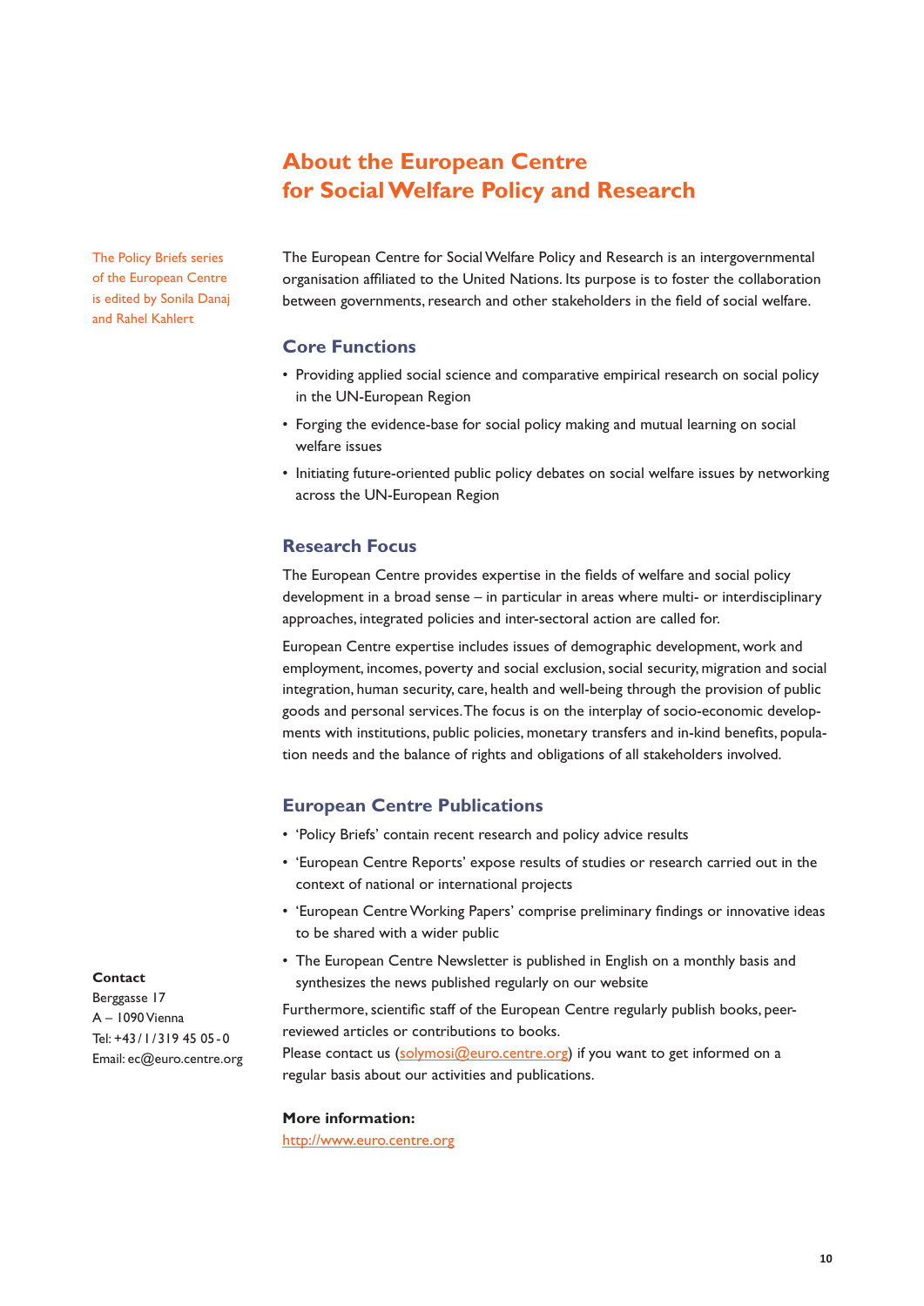# About the European Centre for Social Welfare Policy and Research

The Policy Briefs series of the European Centre is edited by Sonila Danaj and Rahel Kahlert

The European Centre for Social Welfare Policy and Research is an intergovernmental organisation affiliated to the United Nations. Its purpose is to foster the collaboration between governments, research and other stakeholders in the field of social welfare.

## Core Functions

- Providing applied social science and comparative empirical research on social policy in the UN-European Region
- Forging the evidence-base for social policy making and mutual learning on social welfare issues
- Initiating future-oriented public policy debates on social welfare issues by networking across the UN-European Region

## Research Focus

The European Centre provides expertise in the fields of welfare and social policy development in a broad sense – in particular in areas where multi- or interdisciplinary approaches, integrated policies and inter-sectoral action are called for.

European Centre expertise includes issues of demographic development, work and employment, incomes, poverty and social exclusion, social security, migration and social integration, human security, care, health and well-being through the provision of public goods and personal services. The focus is on the interplay of socio-economic developments with institutions, public policies, monetary transfers and in-kind benefits, population needs and the balance of rights and obligations of all stakeholders involved.

## European Centre Publications

- 'Policy Briefs' contain recent research and policy advice results
- 'European Centre Reports' expose results of studies or research carried out in the context of national or international projects
- 'European Centre Working Papers' comprise preliminary findings or innovative ideas to be shared with a wider public
- The European Centre Newsletter is published in English on a monthly basis and synthesizes the news published regularly on our website

Furthermore, scientific staff of the European Centre regularly publish books, peer-reviewed articles or contributions to books.
Please contact us (solymosi@euro.centre.org) if you want to get informed on a regular basis about our activities and publications.

**More information:**
http://www.euro.centre.org

**Contact**
Berggasse 17
A – 1090 Vienna
Tel: +43 / 1 / 319 45 05 - 0
Email: ec@euro.centre.org